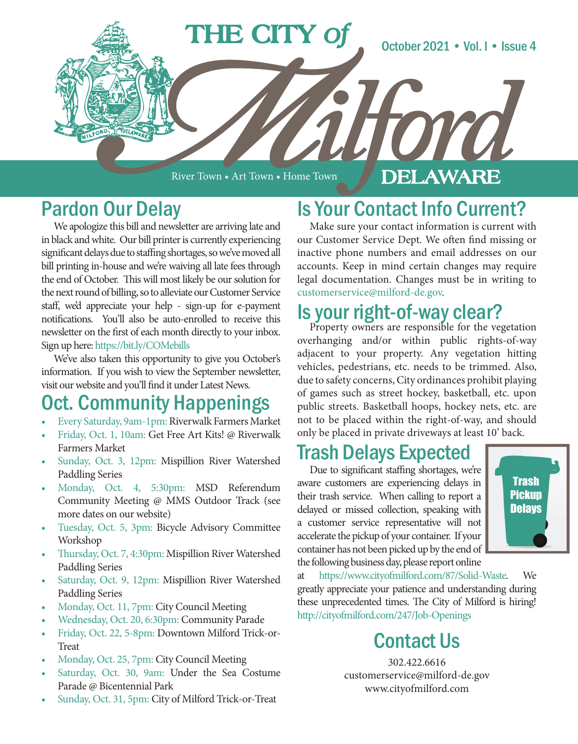# THE CITY of Milford DELAWARE

October 2021 • Vol. I • Issue 4

River Town • Art Town • Home Town

## Pardon Our Delay

We apologize this bill and newsletter are arriving late and in black and white. Our bill printer is currently experiencing significant delays due to staffing shortages, so we've moved all bill printing in-house and we're waiving all late fees through the end of October. This will most likely be our solution for the next round of billing, so to alleviate our Customer Service staff, we'd appreciate your help - sign-up for e-payment notifications. You'll also be auto-enrolled to receive this newsletter on the first of each month directly to your inbox. Sign up here: https://bit.ly/COMebills

We've also taken this opportunity to give you October's information. If you wish to view the September newsletter, visit our website and you'll find it under Latest News.

## Oct. Community Happenings

- Every Saturday, 9am-1pm: Riverwalk Farmers Market
- Friday, Oct. 1, 10am: Get Free Art Kits! @ Riverwalk Farmers Market
- Sunday, Oct. 3, 12pm: Mispillion River Watershed Paddling Series
- Monday, Oct. 4, 5:30pm: MSD Referendum Community Meeting @ MMS Outdoor Track (see more dates on our website)
- Tuesday, Oct. 5, 3pm: Bicycle Advisory Committee Workshop
- Thursday, Oct. 7, 4:30pm: Mispillion River Watershed Paddling Series
- Saturday, Oct. 9, 12pm: Mispillion River Watershed Paddling Series
- Monday, Oct. 11, 7pm: City Council Meeting
- Wednesday, Oct. 20, 6:30pm: Community Parade
- Friday, Oct. 22, 5-8pm: Downtown Milford Trick-or-Treat
- Monday, Oct. 25, 7pm: City Council Meeting
- Saturday, Oct. 30, 9am: Under the Sea Costume Parade @ Bicentennial Park
- Sunday, Oct. 31, 5pm: City of Milford Trick-or-Treat

## Is Your Contact Info Current?

Make sure your contact information is current with our Customer Service Dept. We often find missing or inactive phone numbers and email addresses on our accounts. Keep in mind certain changes may require legal documentation. Changes must be in writing to customerservice@milford-de.gov.

## Is your right-of-way clear?

Property owners are responsible for the vegetation overhanging and/or within public rights-of-way adjacent to your property. Any vegetation hitting vehicles, pedestrians, etc. needs to be trimmed. Also, due to safety concerns, City ordinances prohibit playing of games such as street hockey, basketball, etc. upon public streets. Basketball hoops, hockey nets, etc. are not to be placed within the right-of-way, and should only be placed in private driveways at least 10' back.

## Trash Delays Expected

Trash Pickup Delays

Due to significant staffing shortages, we're aware customers are experiencing delays in their trash service. When calling to report a delayed or missed collection, speaking with a customer service representative will not accelerate the pickup of your container. If your container has not been picked up by the end of the following business day, please report online at https://www.cityofmilford.com/87/Solid-Waste. We greatly appreciate your patience and understanding during these unprecedented times. The City of Milford is hiring! http://cityofmilford.com/247/Job-Openings

## Contact Us

302.422.6616
customerservice@milford-de.gov
www.cityofmilford.com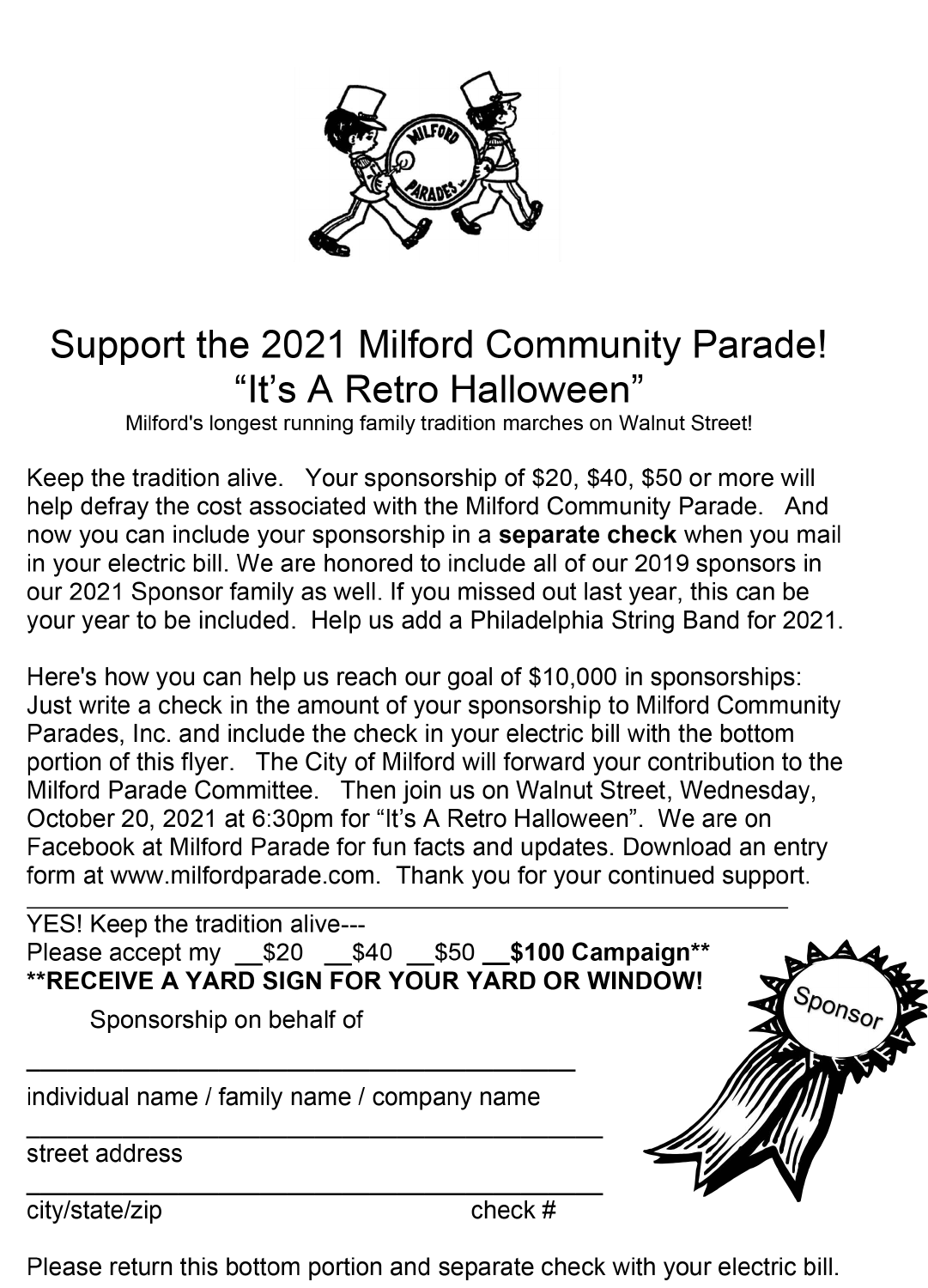# Support the 2021 Milford Community Parade!
# "It's A Retro Halloween"

Milford's longest running family tradition marches on Walnut Street!

Keep the tradition alive. Your sponsorship of $20, $40, $50 or more will help defray the cost associated with the Milford Community Parade. And now you can include your sponsorship in a **separate check** when you mail in your electric bill. We are honored to include all of our 2019 sponsors in our 2021 Sponsor family as well. If you missed out last year, this can be your year to be included. Help us add a Philadelphia String Band for 2021.

Here's how you can help us reach our goal of $10,000 in sponsorships: Just write a check in the amount of your sponsorship to Milford Community Parades, Inc. and include the check in your electric bill with the bottom portion of this flyer. The City of Milford will forward your contribution to the Milford Parade Committee. Then join us on Walnut Street, Wednesday, October 20, 2021 at 6:30pm for "It's A Retro Halloween". We are on Facebook at Milford Parade for fun facts and updates. Download an entry form at www.milfordparade.com. Thank you for your continued support.

---

YES! Keep the tradition alive---

Please accept my __$20 __$40 __$50 **__$100 Campaign****

****RECEIVE A YARD SIGN FOR YOUR YARD OR WINDOW!**

Sponsorship on behalf of

______________________________________

individual name / family name / company name

______________________________________

street address

______________________________________

city/state/zip check #

Please return this bottom portion and separate check with your electric bill.